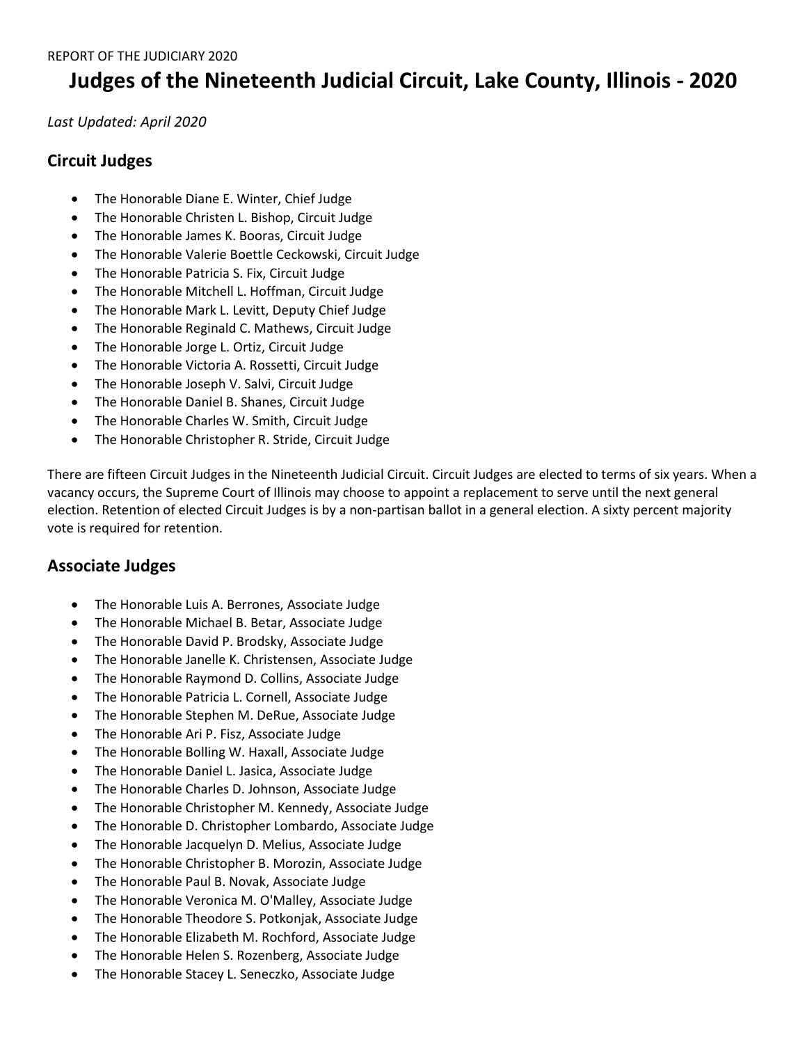REPORT OF THE JUDICIARY 2020

# Judges of the Nineteenth Judicial Circuit, Lake County, Illinois - 2020

*Last Updated: April 2020*

## Circuit Judges

- The Honorable Diane E. Winter, Chief Judge
- The Honorable Christen L. Bishop, Circuit Judge
- The Honorable James K. Booras, Circuit Judge
- The Honorable Valerie Boettle Ceckowski, Circuit Judge
- The Honorable Patricia S. Fix, Circuit Judge
- The Honorable Mitchell L. Hoffman, Circuit Judge
- The Honorable Mark L. Levitt, Deputy Chief Judge
- The Honorable Reginald C. Mathews, Circuit Judge
- The Honorable Jorge L. Ortiz, Circuit Judge
- The Honorable Victoria A. Rossetti, Circuit Judge
- The Honorable Joseph V. Salvi, Circuit Judge
- The Honorable Daniel B. Shanes, Circuit Judge
- The Honorable Charles W. Smith, Circuit Judge
- The Honorable Christopher R. Stride, Circuit Judge

There are fifteen Circuit Judges in the Nineteenth Judicial Circuit. Circuit Judges are elected to terms of six years. When a vacancy occurs, the Supreme Court of Illinois may choose to appoint a replacement to serve until the next general election. Retention of elected Circuit Judges is by a non-partisan ballot in a general election. A sixty percent majority vote is required for retention.

## Associate Judges

- The Honorable Luis A. Berrones, Associate Judge
- The Honorable Michael B. Betar, Associate Judge
- The Honorable David P. Brodsky, Associate Judge
- The Honorable Janelle K. Christensen, Associate Judge
- The Honorable Raymond D. Collins, Associate Judge
- The Honorable Patricia L. Cornell, Associate Judge
- The Honorable Stephen M. DeRue, Associate Judge
- The Honorable Ari P. Fisz, Associate Judge
- The Honorable Bolling W. Haxall, Associate Judge
- The Honorable Daniel L. Jasica, Associate Judge
- The Honorable Charles D. Johnson, Associate Judge
- The Honorable Christopher M. Kennedy, Associate Judge
- The Honorable D. Christopher Lombardo, Associate Judge
- The Honorable Jacquelyn D. Melius, Associate Judge
- The Honorable Christopher B. Morozin, Associate Judge
- The Honorable Paul B. Novak, Associate Judge
- The Honorable Veronica M. O'Malley, Associate Judge
- The Honorable Theodore S. Potkonjak, Associate Judge
- The Honorable Elizabeth M. Rochford, Associate Judge
- The Honorable Helen S. Rozenberg, Associate Judge
- The Honorable Stacey L. Seneczko, Associate Judge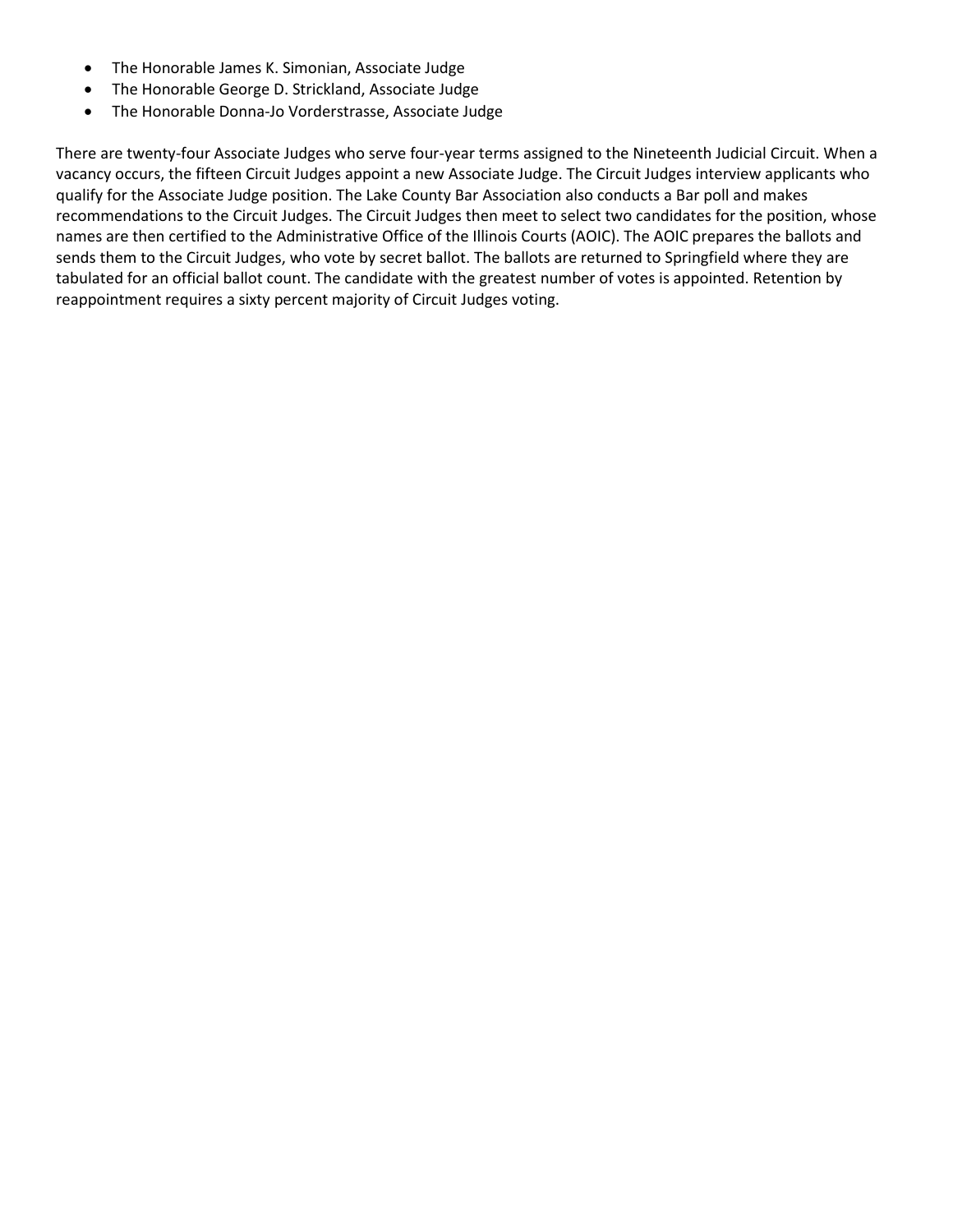- The Honorable James K. Simonian, Associate Judge
- The Honorable George D. Strickland, Associate Judge
- The Honorable Donna-Jo Vorderstrasse, Associate Judge

There are twenty-four Associate Judges who serve four-year terms assigned to the Nineteenth Judicial Circuit. When a vacancy occurs, the fifteen Circuit Judges appoint a new Associate Judge. The Circuit Judges interview applicants who qualify for the Associate Judge position. The Lake County Bar Association also conducts a Bar poll and makes recommendations to the Circuit Judges. The Circuit Judges then meet to select two candidates for the position, whose names are then certified to the Administrative Office of the Illinois Courts (AOIC). The AOIC prepares the ballots and sends them to the Circuit Judges, who vote by secret ballot. The ballots are returned to Springfield where they are tabulated for an official ballot count. The candidate with the greatest number of votes is appointed. Retention by reappointment requires a sixty percent majority of Circuit Judges voting.